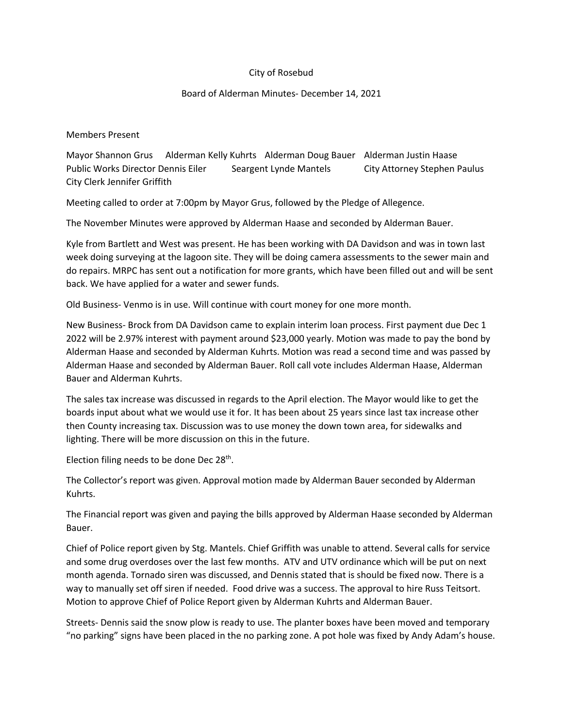City of Rosebud

Board of Alderman Minutes- December 14, 2021

Members Present

Mayor Shannon Grus   Alderman Kelly Kuhrts   Alderman Doug Bauer   Alderman Justin Haase   Public Works Director Dennis Eiler   Seargent Lynde Mantels   City Attorney Stephen Paulus   City Clerk Jennifer Griffith

Meeting called to order at 7:00pm by Mayor Grus, followed by the Pledge of Allegence.

The November Minutes were approved by Alderman Haase and seconded by Alderman Bauer.

Kyle from Bartlett and West was present. He has been working with DA Davidson and was in town last week doing surveying at the lagoon site. They will be doing camera assessments to the sewer main and do repairs. MRPC has sent out a notification for more grants, which have been filled out and will be sent back. We have applied for a water and sewer funds.

Old Business- Venmo is in use. Will continue with court money for one more month.

New Business- Brock from DA Davidson came to explain interim loan process. First payment due Dec 1 2022 will be 2.97% interest with payment around $23,000 yearly. Motion was made to pay the bond by Alderman Haase and seconded by Alderman Kuhrts. Motion was read a second time and was passed by Alderman Haase and seconded by Alderman Bauer. Roll call vote includes Alderman Haase, Alderman Bauer and Alderman Kuhrts.

The sales tax increase was discussed in regards to the April election. The Mayor would like to get the boards input about what we would use it for. It has been about 25 years since last tax increase other then County increasing tax. Discussion was to use money the down town area, for sidewalks and lighting. There will be more discussion on this in the future.

Election filing needs to be done Dec 28th.

The Collector's report was given. Approval motion made by Alderman Bauer seconded by Alderman Kuhrts.

The Financial report was given and paying the bills approved by Alderman Haase seconded by Alderman Bauer.

Chief of Police report given by Stg. Mantels. Chief Griffith was unable to attend. Several calls for service and some drug overdoses over the last few months. ATV and UTV ordinance which will be put on next month agenda. Tornado siren was discussed, and Dennis stated that is should be fixed now. There is a way to manually set off siren if needed. Food drive was a success. The approval to hire Russ Teitsort. Motion to approve Chief of Police Report given by Alderman Kuhrts and Alderman Bauer.

Streets- Dennis said the snow plow is ready to use. The planter boxes have been moved and temporary "no parking" signs have been placed in the no parking zone. A pot hole was fixed by Andy Adam's house.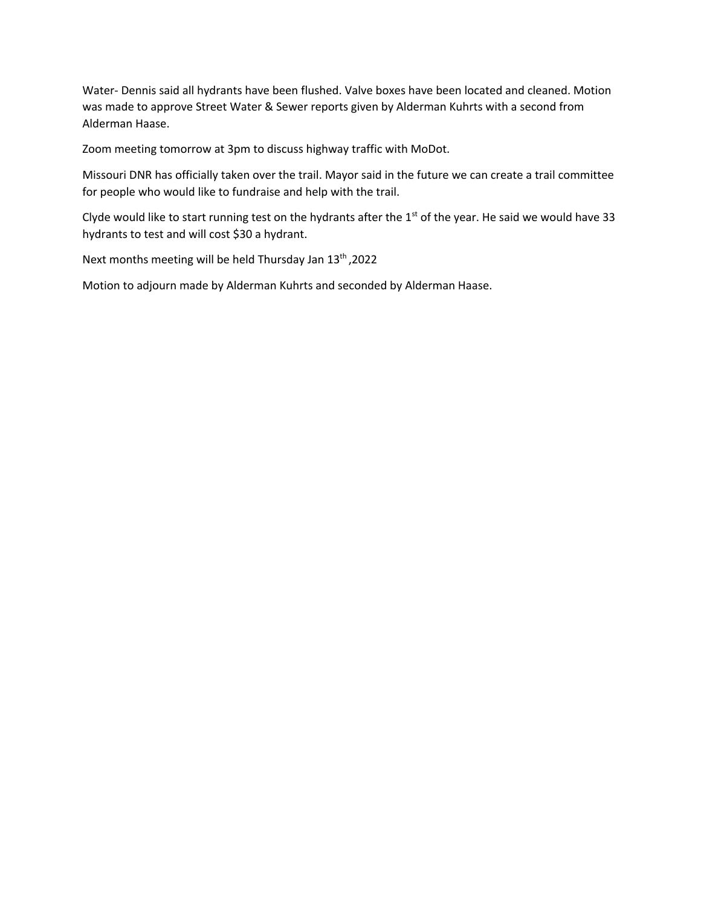Water- Dennis said all hydrants have been flushed. Valve boxes have been located and cleaned. Motion was made to approve Street Water & Sewer reports given by Alderman Kuhrts with a second from Alderman Haase.

Zoom meeting tomorrow at 3pm to discuss highway traffic with MoDot.

Missouri DNR has officially taken over the trail. Mayor said in the future we can create a trail committee for people who would like to fundraise and help with the trail.

Clyde would like to start running test on the hydrants after the 1st of the year. He said we would have 33 hydrants to test and will cost $30 a hydrant.

Next months meeting will be held Thursday Jan 13th ,2022

Motion to adjourn made by Alderman Kuhrts and seconded by Alderman Haase.